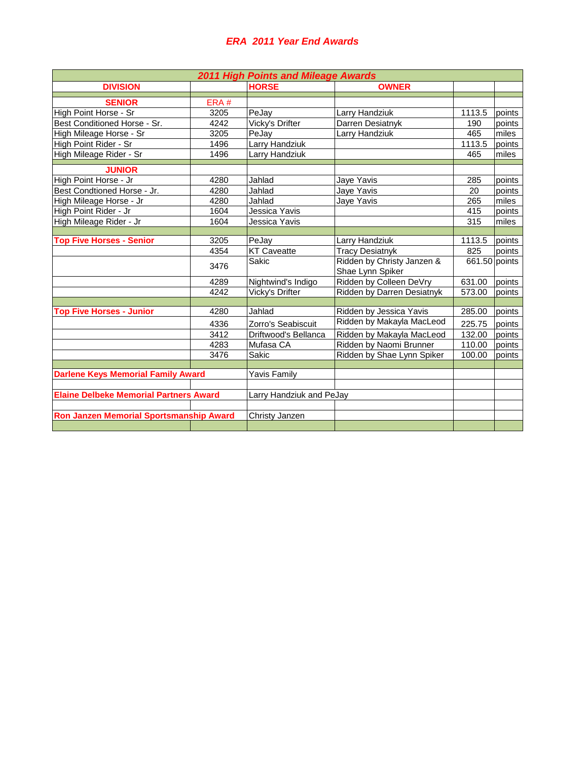# ERA 2011 Year End Awards

| 2011 High Points and Mileage Awards | | | | | |
|---|---|---|---|---|---|
| **DIVISION** | | **HORSE** | **OWNER** | | |
| **SENIOR** | ERA # | | | | |
| High Point Horse - Sr | 3205 | PeJay | Larry Handziuk | 1113.5 | points |
| Best Conditioned Horse - Sr. | 4242 | Vicky's Drifter | Darren Desiatnyk | 190 | points |
| High Mileage Horse - Sr | 3205 | PeJay | Larry Handziuk | 465 | miles |
| High Point Rider - Sr | 1496 | Larry Handziuk | | 1113.5 | points |
| High Mileage Rider - Sr | 1496 | Larry Handziuk | | 465 | miles |
| **JUNIOR** | | | | | |
| High Point Horse - Jr | 4280 | Jahlad | Jaye Yavis | 285 | points |
| Best Condtioned Horse - Jr. | 4280 | Jahlad | Jaye Yavis | 20 | points |
| High Mileage Horse - Jr | 4280 | Jahlad | Jaye Yavis | 265 | miles |
| High Point Rider - Jr | 1604 | Jessica Yavis | | 415 | points |
| High Mileage Rider - Jr | 1604 | Jessica Yavis | | 315 | miles |
| | | | | | |
| **Top Five Horses - Senior** | 3205 | PeJay | Larry Handziuk | 1113.5 | points |
| | 4354 | KT Caveatte | Tracy Desiatnyk | 825 | points |
| | 3476 | Sakic | Ridden by Christy Janzen & Shae Lynn Spiker | 661.50 | points |
| | 4289 | Nightwind's Indigo | Ridden by Colleen DeVry | 631.00 | points |
| | 4242 | Vicky's Drifter | Ridden by Darren Desiatnyk | 573.00 | points |
| | | | | | |
| **Top Five Horses - Junior** | 4280 | Jahlad | Ridden by Jessica Yavis | 285.00 | points |
| | 4336 | Zorro's Seabiscuit | Ridden by Makayla MacLeod | 225.75 | points |
| | 3412 | Driftwood's Bellanca | Ridden by Makayla MacLeod | 132.00 | points |
| | 4283 | Mufasa CA | Ridden by Naomi Brunner | 110.00 | points |
| | 3476 | Sakic | Ridden by Shae Lynn Spiker | 100.00 | points |
| | | | | | |
| **Darlene Keys Memorial Family Award** | | Yavis Family | | | |
| | | | | | |
| **Elaine Delbeke Memorial Partners Award** | | Larry Handziuk and PeJay | | | |
| | | | | | |
| **Ron Janzen Memorial Sportsmanship Award** | | Christy Janzen | | | |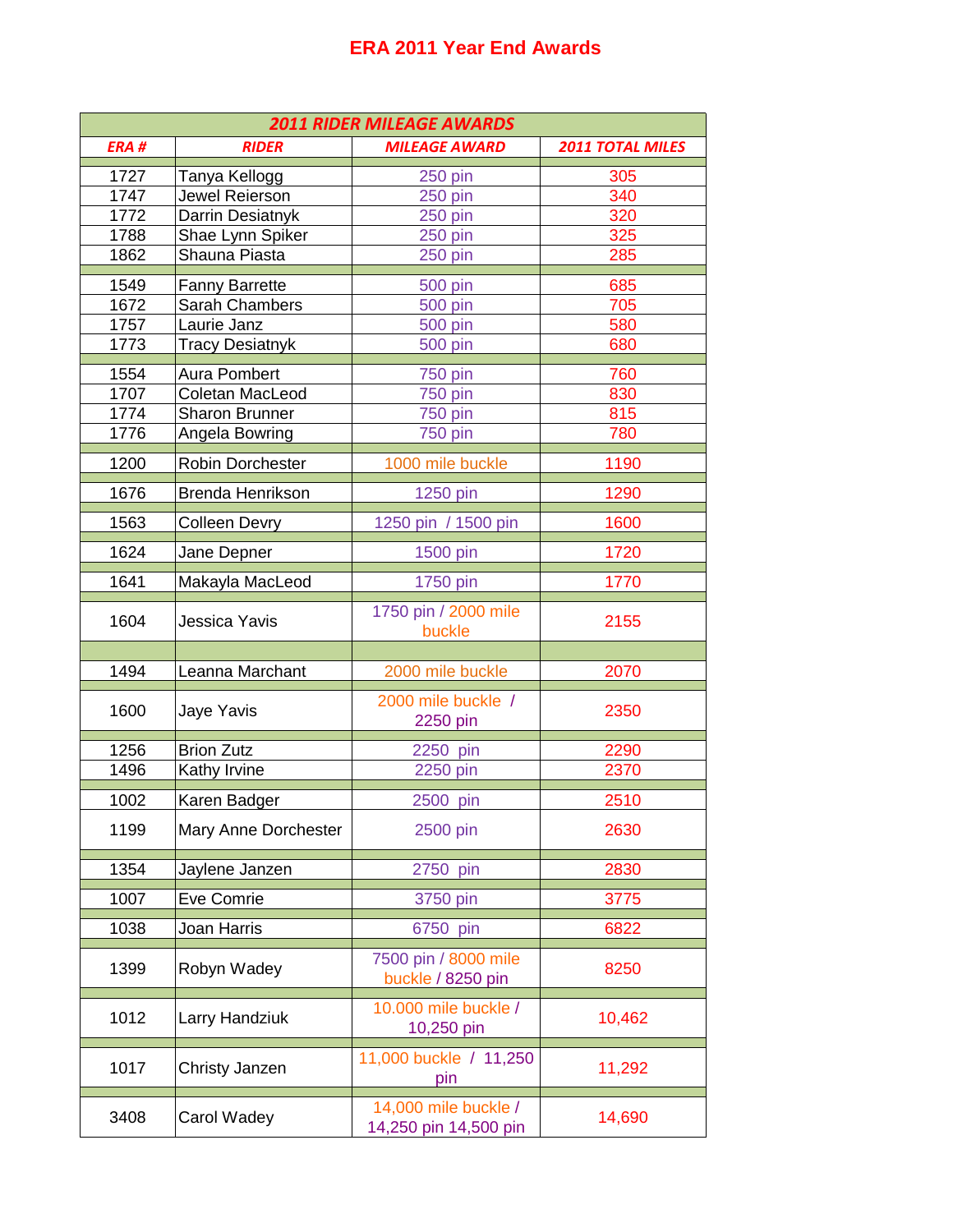# ERA 2011 Year End Awards

| 2011 RIDER MILEAGE AWARDS | | | |
|---|---|---|---|
| ERA # | RIDER | MILEAGE AWARD | 2011 TOTAL MILES |
| 1727 | Tanya Kellogg | 250 pin | 305 |
| 1747 | Jewel Reierson | 250 pin | 340 |
| 1772 | Darrin Desiatnyk | 250 pin | 320 |
| 1788 | Shae Lynn Spiker | 250 pin | 325 |
| 1862 | Shauna Piasta | 250 pin | 285 |
| 1549 | Fanny Barrette | 500 pin | 685 |
| 1672 | Sarah Chambers | 500 pin | 705 |
| 1757 | Laurie Janz | 500 pin | 580 |
| 1773 | Tracy Desiatnyk | 500 pin | 680 |
| 1554 | Aura Pombert | 750 pin | 760 |
| 1707 | Coletan MacLeod | 750 pin | 830 |
| 1774 | Sharon Brunner | 750 pin | 815 |
| 1776 | Angela Bowring | 750 pin | 780 |
| 1200 | Robin Dorchester | 1000 mile buckle | 1190 |
| 1676 | Brenda Henrikson | 1250 pin | 1290 |
| 1563 | Colleen Devry | 1250 pin / 1500 pin | 1600 |
| 1624 | Jane Depner | 1500 pin | 1720 |
| 1641 | Makayla MacLeod | 1750 pin | 1770 |
| 1604 | Jessica Yavis | 1750 pin / 2000 mile buckle | 2155 |
| 1494 | Leanna Marchant | 2000 mile buckle | 2070 |
| 1600 | Jaye Yavis | 2000 mile buckle / 2250 pin | 2350 |
| 1256 | Brion Zutz | 2250 pin | 2290 |
| 1496 | Kathy Irvine | 2250 pin | 2370 |
| 1002 | Karen Badger | 2500 pin | 2510 |
| 1199 | Mary Anne Dorchester | 2500 pin | 2630 |
| 1354 | Jaylene Janzen | 2750 pin | 2830 |
| 1007 | Eve Comrie | 3750 pin | 3775 |
| 1038 | Joan Harris | 6750 pin | 6822 |
| 1399 | Robyn Wadey | 7500 pin / 8000 mile buckle / 8250 pin | 8250 |
| 1012 | Larry Handziuk | 10.000 mile buckle / 10,250 pin | 10,462 |
| 1017 | Christy Janzen | 11,000 buckle / 11,250 pin | 11,292 |
| 3408 | Carol Wadey | 14,000 mile buckle / 14,250 pin 14,500 pin | 14,690 |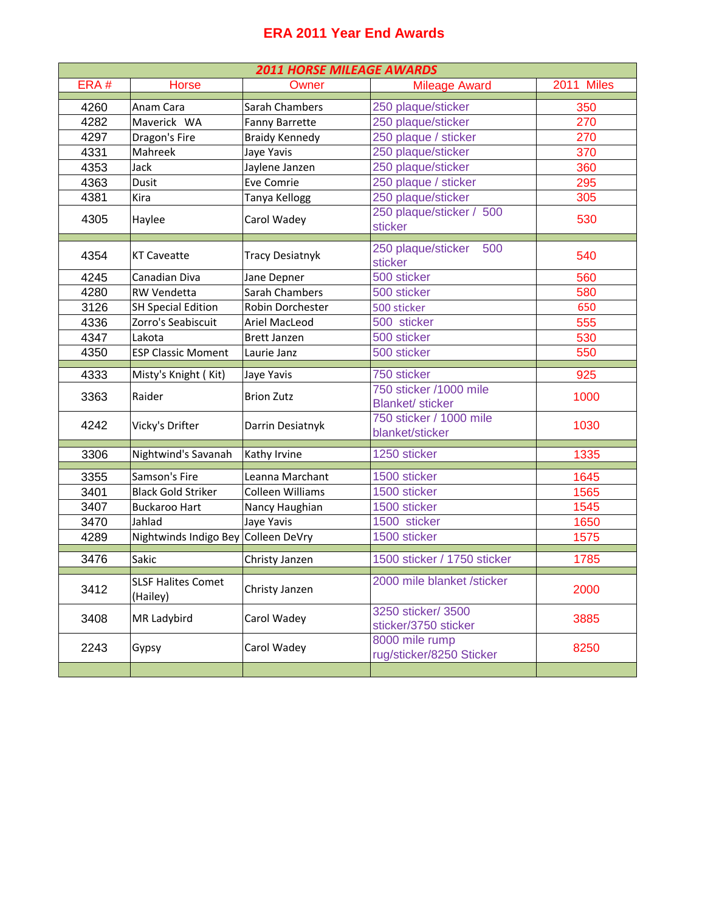# ERA 2011 Year End Awards

| 2011 HORSE MILEAGE AWARDS | | | | |
|---|---|---|---|---|
| ERA # | Horse | Owner | Mileage Award | 2011 Miles |
| 4260 | Anam Cara | Sarah Chambers | 250 plaque/sticker | 350 |
| 4282 | Maverick WA | Fanny Barrette | 250 plaque/sticker | 270 |
| 4297 | Dragon's Fire | Braidy Kennedy | 250 plaque / sticker | 270 |
| 4331 | Mahreek | Jaye Yavis | 250 plaque/sticker | 370 |
| 4353 | Jack | Jaylene Janzen | 250 plaque/sticker | 360 |
| 4363 | Dusit | Eve Comrie | 250 plaque / sticker | 295 |
| 4381 | Kira | Tanya Kellogg | 250 plaque/sticker | 305 |
| 4305 | Haylee | Carol Wadey | 250 plaque/sticker / 500 sticker | 530 |
| 4354 | KT Caveatte | Tracy Desiatnyk | 250 plaque/sticker 500 sticker | 540 |
| 4245 | Canadian Diva | Jane Depner | 500 sticker | 560 |
| 4280 | RW Vendetta | Sarah Chambers | 500 sticker | 580 |
| 3126 | SH Special Edition | Robin Dorchester | 500 sticker | 650 |
| 4336 | Zorro's Seabiscuit | Ariel MacLeod | 500 sticker | 555 |
| 4347 | Lakota | Brett Janzen | 500 sticker | 530 |
| 4350 | ESP Classic Moment | Laurie Janz | 500 sticker | 550 |
| 4333 | Misty's Knight ( Kit) | Jaye Yavis | 750 sticker | 925 |
| 3363 | Raider | Brion Zutz | 750 sticker /1000 mile Blanket/ sticker | 1000 |
| 4242 | Vicky's Drifter | Darrin Desiatnyk | 750 sticker / 1000 mile blanket/sticker | 1030 |
| 3306 | Nightwind's Savanah | Kathy Irvine | 1250 sticker | 1335 |
| 3355 | Samson's Fire | Leanna Marchant | 1500 sticker | 1645 |
| 3401 | Black Gold Striker | Colleen Williams | 1500 sticker | 1565 |
| 3407 | Buckaroo Hart | Nancy Haughian | 1500 sticker | 1545 |
| 3470 | Jahlad | Jaye Yavis | 1500 sticker | 1650 |
| 4289 | Nightwinds Indigo Bey | Colleen DeVry | 1500 sticker | 1575 |
| 3476 | Sakic | Christy Janzen | 1500 sticker / 1750 sticker | 1785 |
| 3412 | SLSF Halites Comet (Hailey) | Christy Janzen | 2000 mile blanket /sticker | 2000 |
| 3408 | MR Ladybird | Carol Wadey | 3250 sticker/ 3500 sticker/3750 sticker | 3885 |
| 2243 | Gypsy | Carol Wadey | 8000 mile rump rug/sticker/8250 Sticker | 8250 |